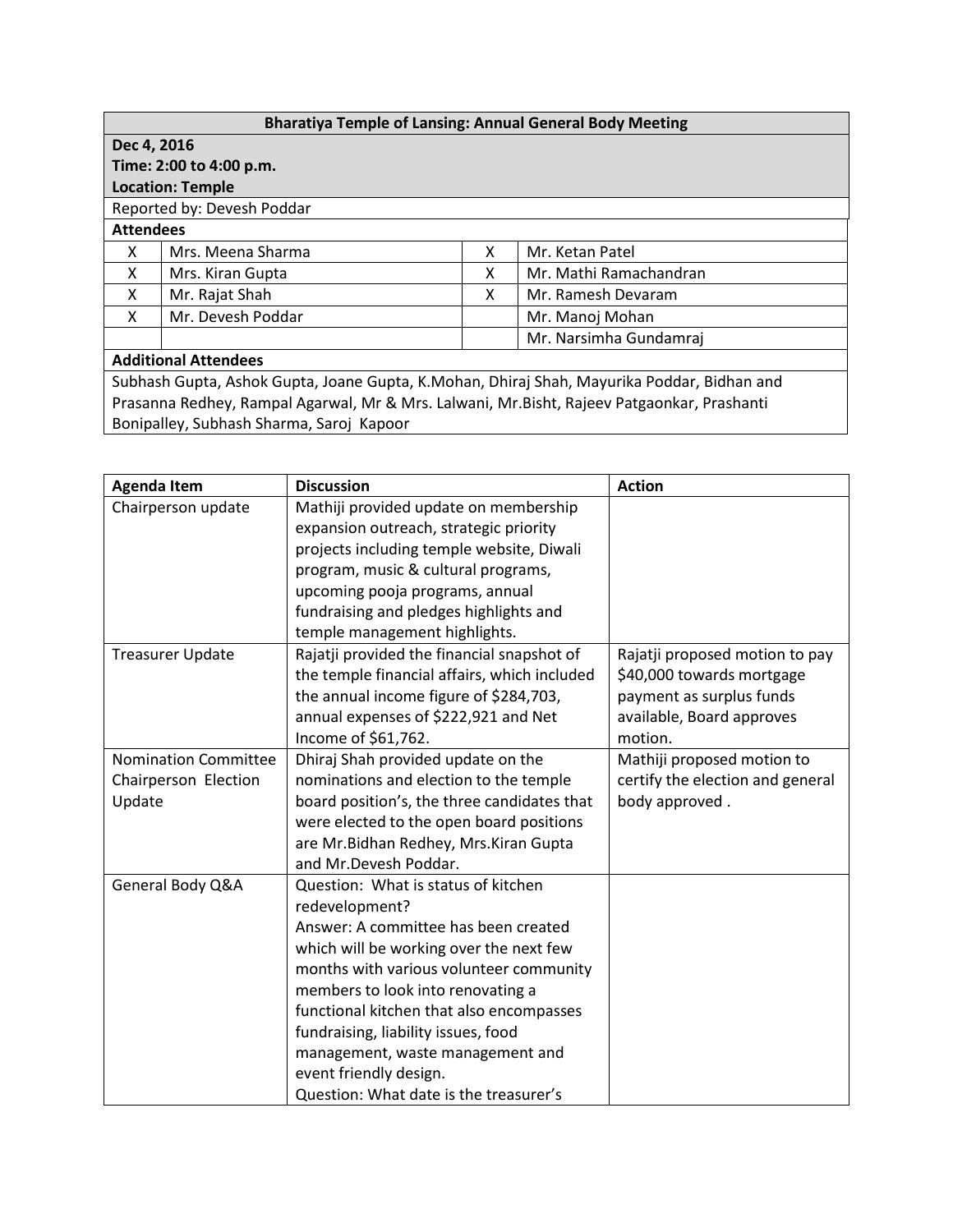| Bharatiya Temple of Lansing: Annual General Body Meeting | | | |
|---|---|---|---|
| **Dec 4, 2016** | | | |
| **Time: 2:00 to 4:00 p.m.** | | | |
| **Location: Temple** | | | |
| Reported by: Devesh Poddar | | | |
| **Attendees** | | | |
| X | Mrs. Meena Sharma | X | Mr. Ketan Patel |
| X | Mrs. Kiran Gupta | X | Mr. Mathi Ramachandran |
| X | Mr. Rajat Shah | X | Mr. Ramesh Devaram |
| X | Mr. Devesh Poddar | | Mr. Manoj Mohan |
| | | | Mr. Narsimha Gundamraj |
| **Additional Attendees** | | | |
| Subhash Gupta, Ashok Gupta, Joane Gupta, K.Mohan, Dhiraj Shah, Mayurika Poddar, Bidhan and Prasanna Redhey, Rampal Agarwal, Mr & Mrs. Lalwani, Mr.Bisht, Rajeev Patgaonkar, Prashanti Bonipalley, Subhash Sharma, Saroj Kapoor | | | |

| Agenda Item | Discussion | Action |
|---|---|---|
| Chairperson update | Mathiji provided update on membership expansion outreach, strategic priority projects including temple website, Diwali program, music & cultural programs, upcoming pooja programs, annual fundraising and pledges highlights and temple management highlights. | |
| Treasurer Update | Rajatji provided the financial snapshot of the temple financial affairs, which included the annual income figure of $284,703, annual expenses of $222,921 and Net Income of $61,762. | Rajatji proposed motion to pay $40,000 towards mortgage payment as surplus funds available, Board approves motion. |
| Nomination Committee Chairperson Election Update | Dhiraj Shah provided update on the nominations and election to the temple board position's, the three candidates that were elected to the open board positions are Mr.Bidhan Redhey, Mrs.Kiran Gupta and Mr.Devesh Poddar. | Mathiji proposed motion to certify the election and general body approved . |
| General Body Q&A | Question: What is status of kitchen redevelopment?<br>Answer: A committee has been created which will be working over the next few months with various volunteer community members to look into renovating a functional kitchen that also encompasses fundraising, liability issues, food management, waste management and event friendly design.<br>Question: What date is the treasurer's | |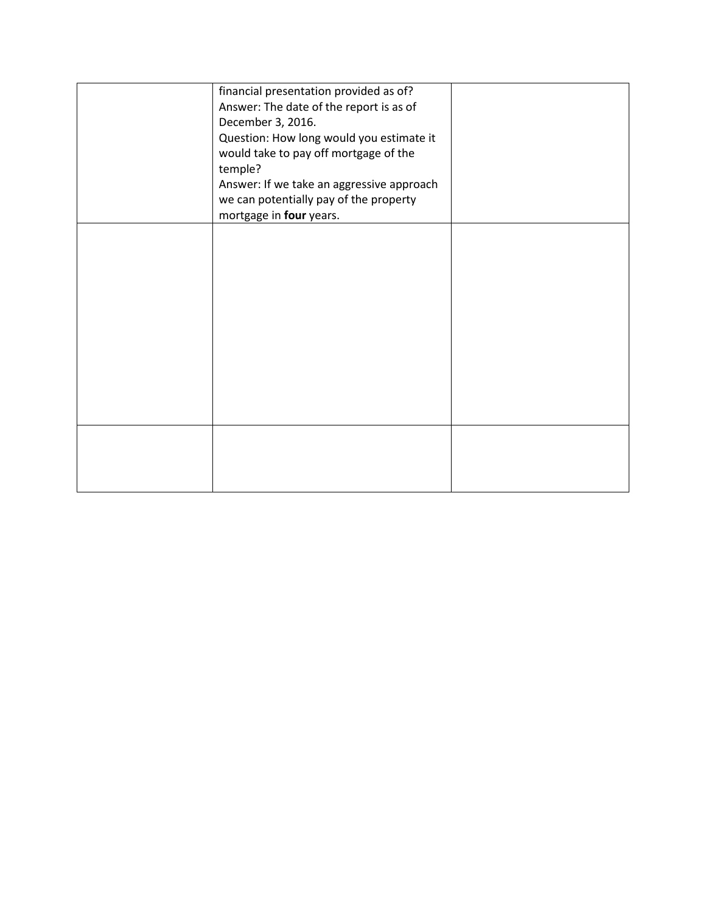| | | |
|---|---|---|
| | financial presentation provided as of?<br>Answer: The date of the report is as of December 3, 2016.<br>Question: How long would you estimate it would take to pay off mortgage of the temple?<br>Answer: If we take an aggressive approach we can potentially pay of the property mortgage in **four** years. | |
| | | |
| | | |